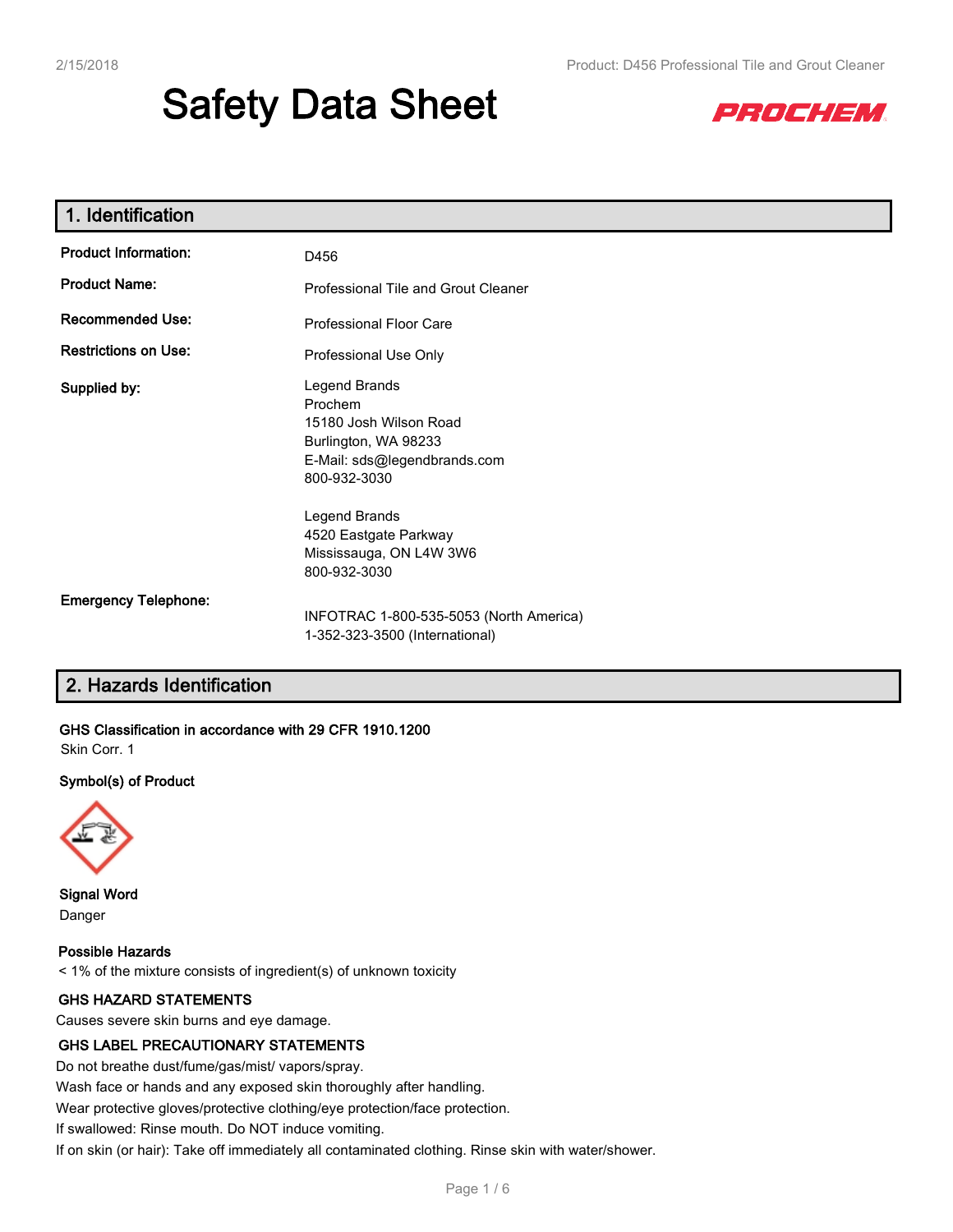# Safety Data Sheet

PROCHEM

## 1. Identification

**Product Information:** D456

**Product Name:** Professional Tile and Grout Cleaner

**Recommended Use:** Professional Floor Care

**Restrictions on Use:** Professional Use Only

**Supplied by:**
Legend Brands
Prochem
15180 Josh Wilson Road
Burlington, WA 98233
E-Mail: sds@legendbrands.com
800-932-3030

Legend Brands
4520 Eastgate Parkway
Mississauga, ON L4W 3W6
800-932-3030

**Emergency Telephone:**
INFOTRAC 1-800-535-5053 (North America)
1-352-323-3500 (International)

## 2. Hazards Identification

**GHS Classification in accordance with 29 CFR 1910.1200**
Skin Corr. 1

**Symbol(s) of Product**

**Signal Word**
Danger

**Possible Hazards**
< 1% of the mixture consists of ingredient(s) of unknown toxicity

**GHS HAZARD STATEMENTS**
Causes severe skin burns and eye damage.

**GHS LABEL PRECAUTIONARY STATEMENTS**
Do not breathe dust/fume/gas/mist/ vapors/spray.
Wash face or hands and any exposed skin thoroughly after handling.
Wear protective gloves/protective clothing/eye protection/face protection.
If swallowed: Rinse mouth. Do NOT induce vomiting.
If on skin (or hair): Take off immediately all contaminated clothing. Rinse skin with water/shower.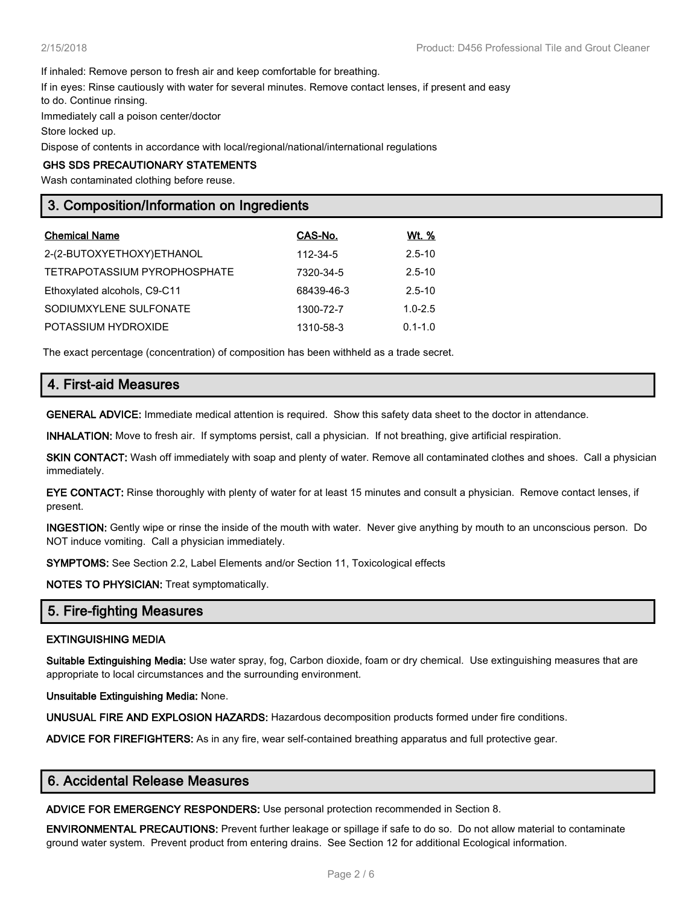If inhaled: Remove person to fresh air and keep comfortable for breathing.

If in eyes: Rinse cautiously with water for several minutes. Remove contact lenses, if present and easy to do. Continue rinsing.

Immediately call a poison center/doctor

Store locked up.

Dispose of contents in accordance with local/regional/national/international regulations

**GHS SDS PRECAUTIONARY STATEMENTS**

Wash contaminated clothing before reuse.

## 3. Composition/Information on Ingredients

| Chemical Name | CAS-No. | Wt. % |
|---|---|---|
| 2-(2-BUTOXYETHOXY)ETHANOL | 112-34-5 | 2.5-10 |
| TETRAPOTASSIUM PYROPHOSPHATE | 7320-34-5 | 2.5-10 |
| Ethoxylated alcohols, C9-C11 | 68439-46-3 | 2.5-10 |
| SODIUMXYLENE SULFONATE | 1300-72-7 | 1.0-2.5 |
| POTASSIUM HYDROXIDE | 1310-58-3 | 0.1-1.0 |

The exact percentage (concentration) of composition has been withheld as a trade secret.

## 4. First-aid Measures

**GENERAL ADVICE:** Immediate medical attention is required. Show this safety data sheet to the doctor in attendance.

**INHALATION:** Move to fresh air. If symptoms persist, call a physician. If not breathing, give artificial respiration.

**SKIN CONTACT:** Wash off immediately with soap and plenty of water. Remove all contaminated clothes and shoes. Call a physician immediately.

**EYE CONTACT:** Rinse thoroughly with plenty of water for at least 15 minutes and consult a physician. Remove contact lenses, if present.

**INGESTION:** Gently wipe or rinse the inside of the mouth with water. Never give anything by mouth to an unconscious person. Do NOT induce vomiting. Call a physician immediately.

**SYMPTOMS:** See Section 2.2, Label Elements and/or Section 11, Toxicological effects

**NOTES TO PHYSICIAN:** Treat symptomatically.

## 5. Fire-fighting Measures

**EXTINGUISHING MEDIA**

**Suitable Extinguishing Media:** Use water spray, fog, Carbon dioxide, foam or dry chemical. Use extinguishing measures that are appropriate to local circumstances and the surrounding environment.

**Unsuitable Extinguishing Media:** None.

**UNUSUAL FIRE AND EXPLOSION HAZARDS:** Hazardous decomposition products formed under fire conditions.

**ADVICE FOR FIREFIGHTERS:** As in any fire, wear self-contained breathing apparatus and full protective gear.

## 6. Accidental Release Measures

**ADVICE FOR EMERGENCY RESPONDERS:** Use personal protection recommended in Section 8.

**ENVIRONMENTAL PRECAUTIONS:** Prevent further leakage or spillage if safe to do so. Do not allow material to contaminate ground water system. Prevent product from entering drains. See Section 12 for additional Ecological information.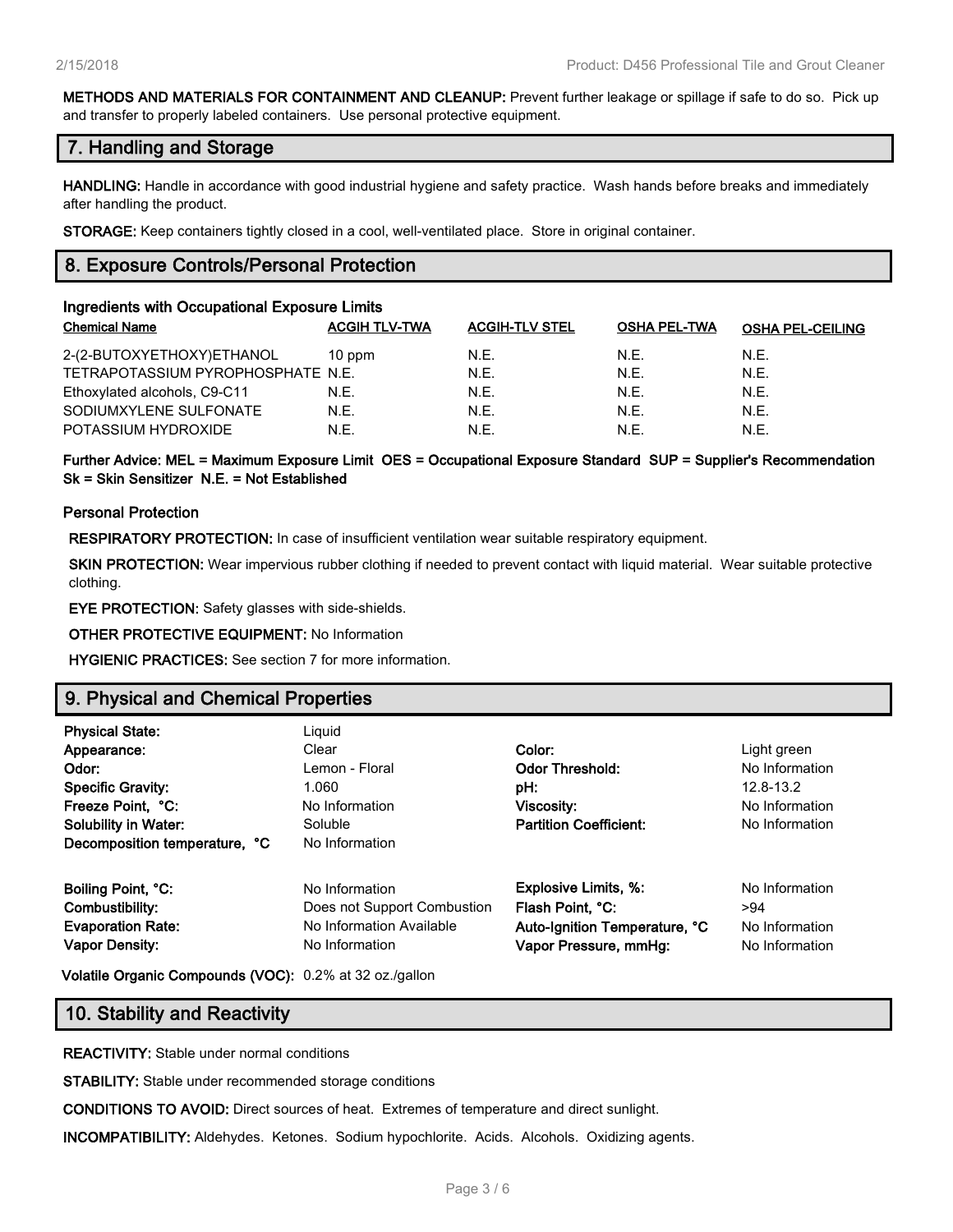**METHODS AND MATERIALS FOR CONTAINMENT AND CLEANUP:** Prevent further leakage or spillage if safe to do so. Pick up and transfer to properly labeled containers. Use personal protective equipment.

## 7. Handling and Storage

**HANDLING:** Handle in accordance with good industrial hygiene and safety practice. Wash hands before breaks and immediately after handling the product.

**STORAGE:** Keep containers tightly closed in a cool, well-ventilated place. Store in original container.

## 8. Exposure Controls/Personal Protection

**Ingredients with Occupational Exposure Limits**

| Chemical Name | ACGIH TLV-TWA | ACGIH-TLV STEL | OSHA PEL-TWA | OSHA PEL-CEILING |
|---|---|---|---|---|
| 2-(2-BUTOXYETHOXY)ETHANOL | 10 ppm | N.E. | N.E. | N.E. |
| TETRAPOTASSIUM PYROPHOSPHATE | N.E. | N.E. | N.E. | N.E. |
| Ethoxylated alcohols, C9-C11 | N.E. | N.E. | N.E. | N.E. |
| SODIUMXYLENE SULFONATE | N.E. | N.E. | N.E. | N.E. |
| POTASSIUM HYDROXIDE | N.E. | N.E. | N.E. | N.E. |

**Further Advice: MEL = Maximum Exposure Limit OES = Occupational Exposure Standard SUP = Supplier's Recommendation Sk = Skin Sensitizer N.E. = Not Established**

**Personal Protection**

**RESPIRATORY PROTECTION:** In case of insufficient ventilation wear suitable respiratory equipment.

**SKIN PROTECTION:** Wear impervious rubber clothing if needed to prevent contact with liquid material. Wear suitable protective clothing.

**EYE PROTECTION:** Safety glasses with side-shields.

**OTHER PROTECTIVE EQUIPMENT:** No Information

**HYGIENIC PRACTICES:** See section 7 for more information.

## 9. Physical and Chemical Properties

| | | | |
|---|---|---|---|
| **Physical State:** | Liquid | | |
| **Appearance:** | Clear | **Color:** | Light green |
| **Odor:** | Lemon - Floral | **Odor Threshold:** | No Information |
| **Specific Gravity:** | 1.060 | **pH:** | 12.8-13.2 |
| **Freeze Point, °C:** | No Information | **Viscosity:** | No Information |
| **Solubility in Water:** | Soluble | **Partition Coefficient:** | No Information |
| **Decomposition temperature, °C** | No Information | | |
| **Boiling Point, °C:** | No Information | **Explosive Limits, %:** | No Information |
| **Combustibility:** | Does not Support Combustion | **Flash Point, °C:** | >94 |
| **Evaporation Rate:** | No Information Available | **Auto-Ignition Temperature, °C** | No Information |
| **Vapor Density:** | No Information | **Vapor Pressure, mmHg:** | No Information |

**Volatile Organic Compounds (VOC):** 0.2% at 32 oz./gallon

## 10. Stability and Reactivity

**REACTIVITY:** Stable under normal conditions

**STABILITY:** Stable under recommended storage conditions

**CONDITIONS TO AVOID:** Direct sources of heat. Extremes of temperature and direct sunlight.

**INCOMPATIBILITY:** Aldehydes. Ketones. Sodium hypochlorite. Acids. Alcohols. Oxidizing agents.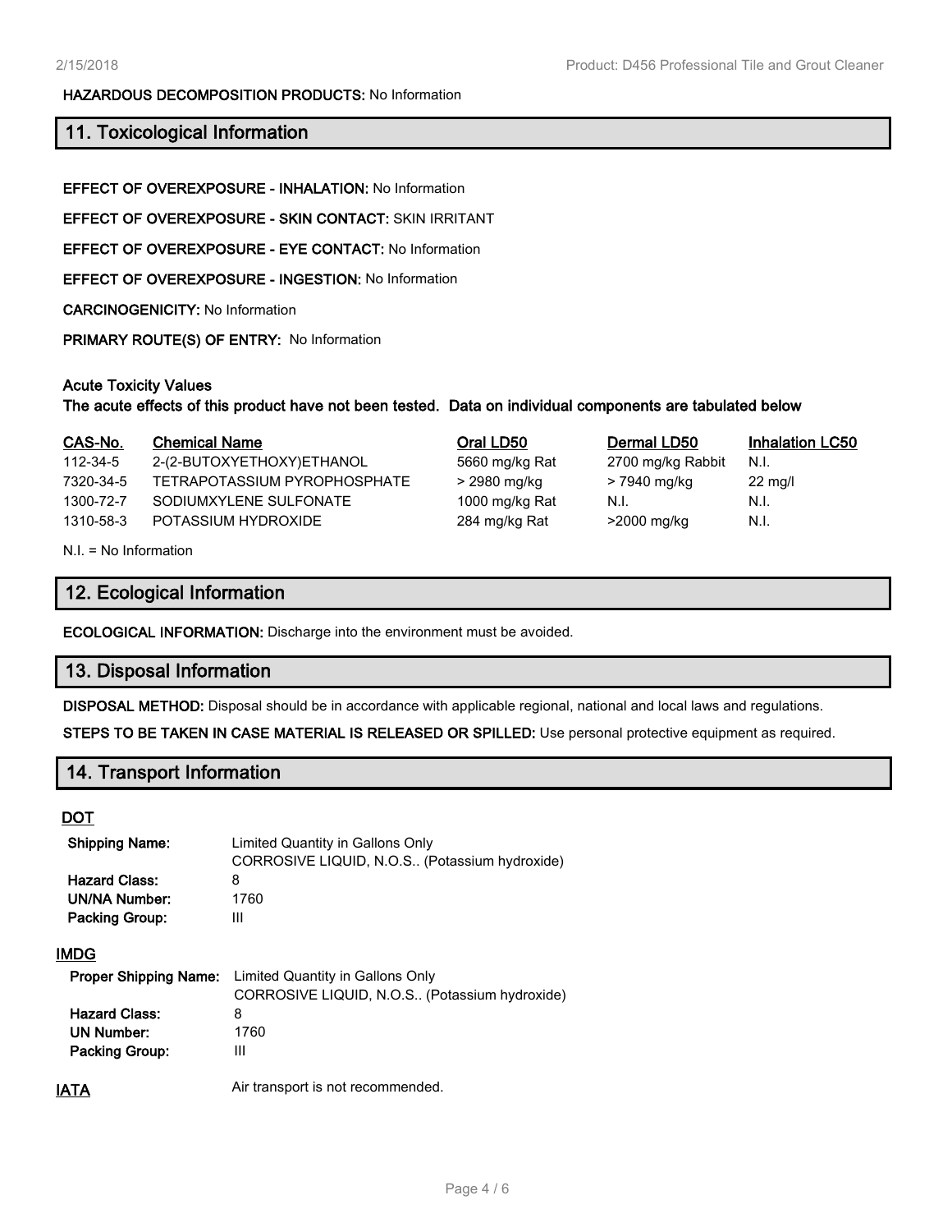**HAZARDOUS DECOMPOSITION PRODUCTS:** No Information

## 11. Toxicological Information

**EFFECT OF OVEREXPOSURE - INHALATION:** No Information

**EFFECT OF OVEREXPOSURE - SKIN CONTACT:** SKIN IRRITANT

**EFFECT OF OVEREXPOSURE - EYE CONTACT:** No Information

**EFFECT OF OVEREXPOSURE - INGESTION:** No Information

**CARCINOGENICITY:** No Information

**PRIMARY ROUTE(S) OF ENTRY:** No Information

**Acute Toxicity Values**
**The acute effects of this product have not been tested. Data on individual components are tabulated below**

| CAS-No. | Chemical Name | Oral LD50 | Dermal LD50 | Inhalation LC50 |
|---|---|---|---|---|
| 112-34-5 | 2-(2-BUTOXYETHOXY)ETHANOL | 5660 mg/kg Rat | 2700 mg/kg Rabbit | N.I. |
| 7320-34-5 | TETRAPOTASSIUM PYROPHOSPHATE | > 2980 mg/kg | > 7940 mg/kg | 22 mg/l |
| 1300-72-7 | SODIUMXYLENE SULFONATE | 1000 mg/kg Rat | N.I. | N.I. |
| 1310-58-3 | POTASSIUM HYDROXIDE | 284 mg/kg Rat | >2000 mg/kg | N.I. |

N.I. = No Information

## 12. Ecological Information

**ECOLOGICAL INFORMATION:** Discharge into the environment must be avoided.

## 13. Disposal Information

**DISPOSAL METHOD:** Disposal should be in accordance with applicable regional, national and local laws and regulations.

**STEPS TO BE TAKEN IN CASE MATERIAL IS RELEASED OR SPILLED:** Use personal protective equipment as required.

## 14. Transport Information

### DOT

**Shipping Name:** Limited Quantity in Gallons Only
CORROSIVE LIQUID, N.O.S.. (Potassium hydroxide)

**Hazard Class:** 8

**UN/NA Number:** 1760

**Packing Group:** III

### IMDG

**Proper Shipping Name:** Limited Quantity in Gallons Only
CORROSIVE LIQUID, N.O.S.. (Potassium hydroxide)

**Hazard Class:** 8

**UN Number:** 1760

**Packing Group:** III

### IATA

Air transport is not recommended.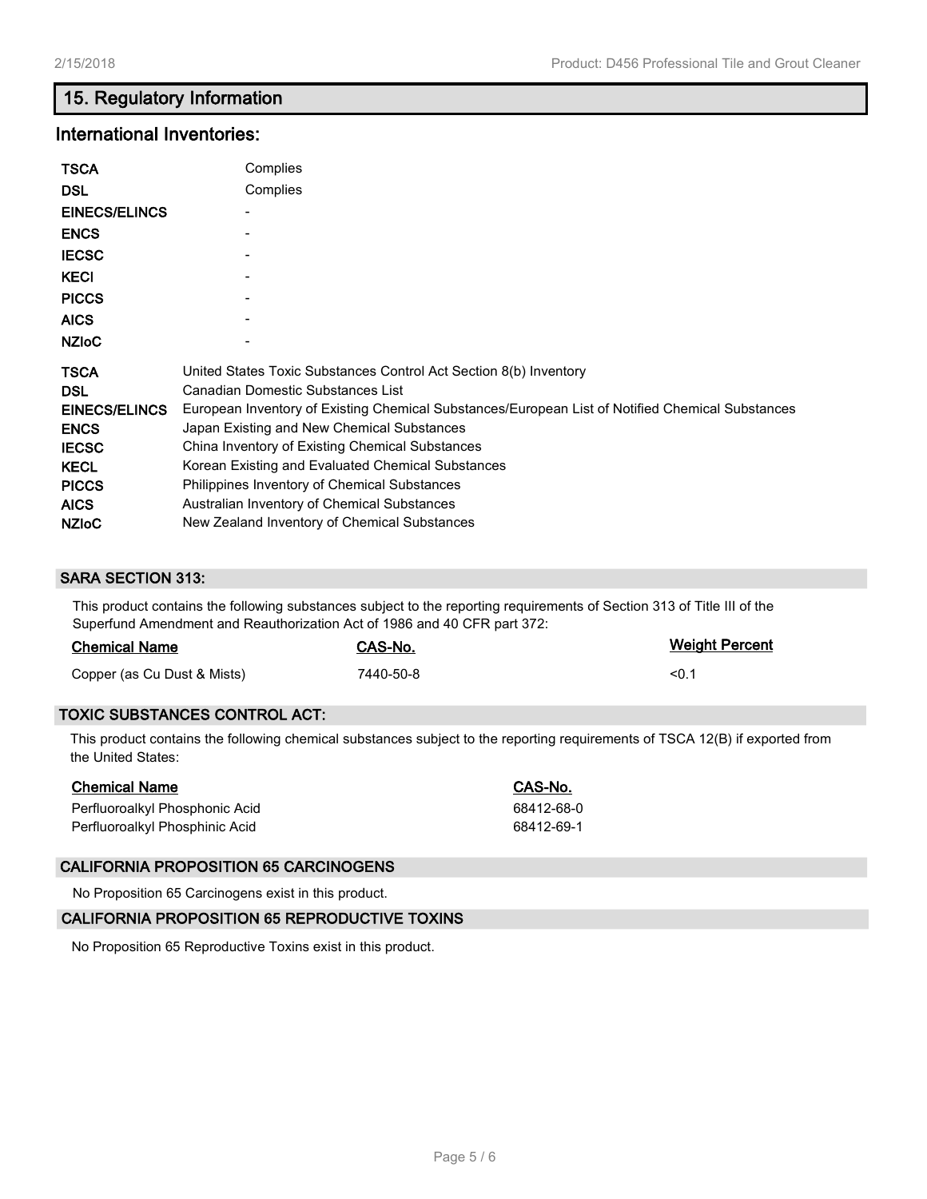## 15. Regulatory Information

### International Inventories:

| | |
|---|---|
| **TSCA** | Complies |
| **DSL** | Complies |
| **EINECS/ELINCS** | - |
| **ENCS** | - |
| **IECSC** | - |
| **KECI** | - |
| **PICCS** | - |
| **AICS** | - |
| **NZIoC** | - |

| | |
|---|---|
| **TSCA** | United States Toxic Substances Control Act Section 8(b) Inventory |
| **DSL** | Canadian Domestic Substances List |
| **EINECS/ELINCS** | European Inventory of Existing Chemical Substances/European List of Notified Chemical Substances |
| **ENCS** | Japan Existing and New Chemical Substances |
| **IECSC** | China Inventory of Existing Chemical Substances |
| **KECL** | Korean Existing and Evaluated Chemical Substances |
| **PICCS** | Philippines Inventory of Chemical Substances |
| **AICS** | Australian Inventory of Chemical Substances |
| **NZIoC** | New Zealand Inventory of Chemical Substances |

### SARA SECTION 313:

This product contains the following substances subject to the reporting requirements of Section 313 of Title III of the Superfund Amendment and Reauthorization Act of 1986 and 40 CFR part 372:

| Chemical Name | CAS-No. | Weight Percent |
|---|---|---|
| Copper (as Cu Dust & Mists) | 7440-50-8 | <0.1 |

### TOXIC SUBSTANCES CONTROL ACT:

This product contains the following chemical substances subject to the reporting requirements of TSCA 12(B) if exported from the United States:

| Chemical Name | CAS-No. |
|---|---|
| Perfluoroalkyl Phosphonic Acid | 68412-68-0 |
| Perfluoroalkyl Phosphinic Acid | 68412-69-1 |

### CALIFORNIA PROPOSITION 65 CARCINOGENS

No Proposition 65 Carcinogens exist in this product.

### CALIFORNIA PROPOSITION 65 REPRODUCTIVE TOXINS

No Proposition 65 Reproductive Toxins exist in this product.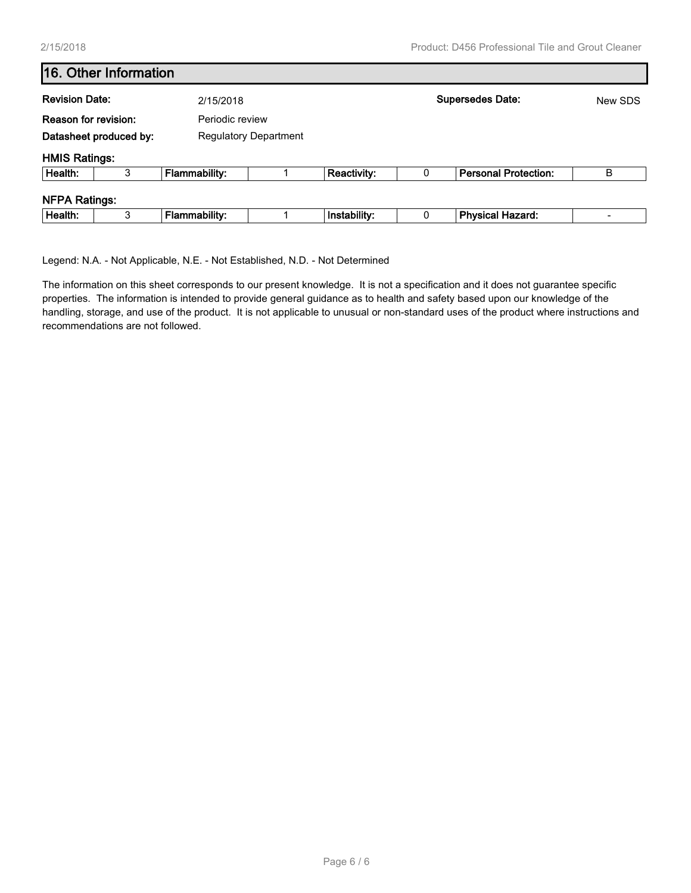## 16. Other Information

**Revision Date:** 2/15/2018 **Supersedes Date:** New SDS

**Reason for revision:** Periodic review

**Datasheet produced by:** Regulatory Department

**HMIS Ratings:**

| | | | | | | | |
|---|---|---|---|---|---|---|---|
| **Health:** | 3 | **Flammability:** | 1 | **Reactivity:** | 0 | **Personal Protection:** | B |

**NFPA Ratings:**

| | | | | | | | |
|---|---|---|---|---|---|---|---|
| **Health:** | 3 | **Flammability:** | 1 | **Instability:** | 0 | **Physical Hazard:** | - |

Legend: N.A. - Not Applicable, N.E. - Not Established, N.D. - Not Determined

The information on this sheet corresponds to our present knowledge. It is not a specification and it does not guarantee specific properties. The information is intended to provide general guidance as to health and safety based upon our knowledge of the handling, storage, and use of the product. It is not applicable to unusual or non-standard uses of the product where instructions and recommendations are not followed.